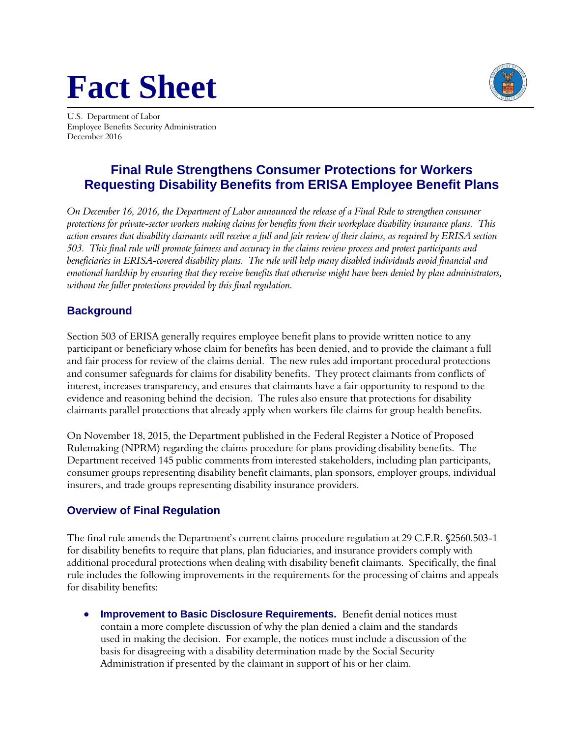# Fact Sheet

U.S. Department of Labor
Employee Benefits Security Administration
December 2016

## Final Rule Strengthens Consumer Protections for Workers Requesting Disability Benefits from ERISA Employee Benefit Plans

*On December 16, 2016, the Department of Labor announced the release of a Final Rule to strengthen consumer protections for private-sector workers making claims for benefits from their workplace disability insurance plans. This action ensures that disability claimants will receive a full and fair review of their claims, as required by ERISA section 503. This final rule will promote fairness and accuracy in the claims review process and protect participants and beneficiaries in ERISA-covered disability plans. The rule will help many disabled individuals avoid financial and emotional hardship by ensuring that they receive benefits that otherwise might have been denied by plan administrators, without the fuller protections provided by this final regulation.*

### Background

Section 503 of ERISA generally requires employee benefit plans to provide written notice to any participant or beneficiary whose claim for benefits has been denied, and to provide the claimant a full and fair process for review of the claims denial. The new rules add important procedural protections and consumer safeguards for claims for disability benefits. They protect claimants from conflicts of interest, increases transparency, and ensures that claimants have a fair opportunity to respond to the evidence and reasoning behind the decision. The rules also ensure that protections for disability claimants parallel protections that already apply when workers file claims for group health benefits.

On November 18, 2015, the Department published in the Federal Register a Notice of Proposed Rulemaking (NPRM) regarding the claims procedure for plans providing disability benefits. The Department received 145 public comments from interested stakeholders, including plan participants, consumer groups representing disability benefit claimants, plan sponsors, employer groups, individual insurers, and trade groups representing disability insurance providers.

### Overview of Final Regulation

The final rule amends the Department's current claims procedure regulation at 29 C.F.R. §2560.503-1 for disability benefits to require that plans, plan fiduciaries, and insurance providers comply with additional procedural protections when dealing with disability benefit claimants. Specifically, the final rule includes the following improvements in the requirements for the processing of claims and appeals for disability benefits:

- **Improvement to Basic Disclosure Requirements.** Benefit denial notices must contain a more complete discussion of why the plan denied a claim and the standards used in making the decision. For example, the notices must include a discussion of the basis for disagreeing with a disability determination made by the Social Security Administration if presented by the claimant in support of his or her claim.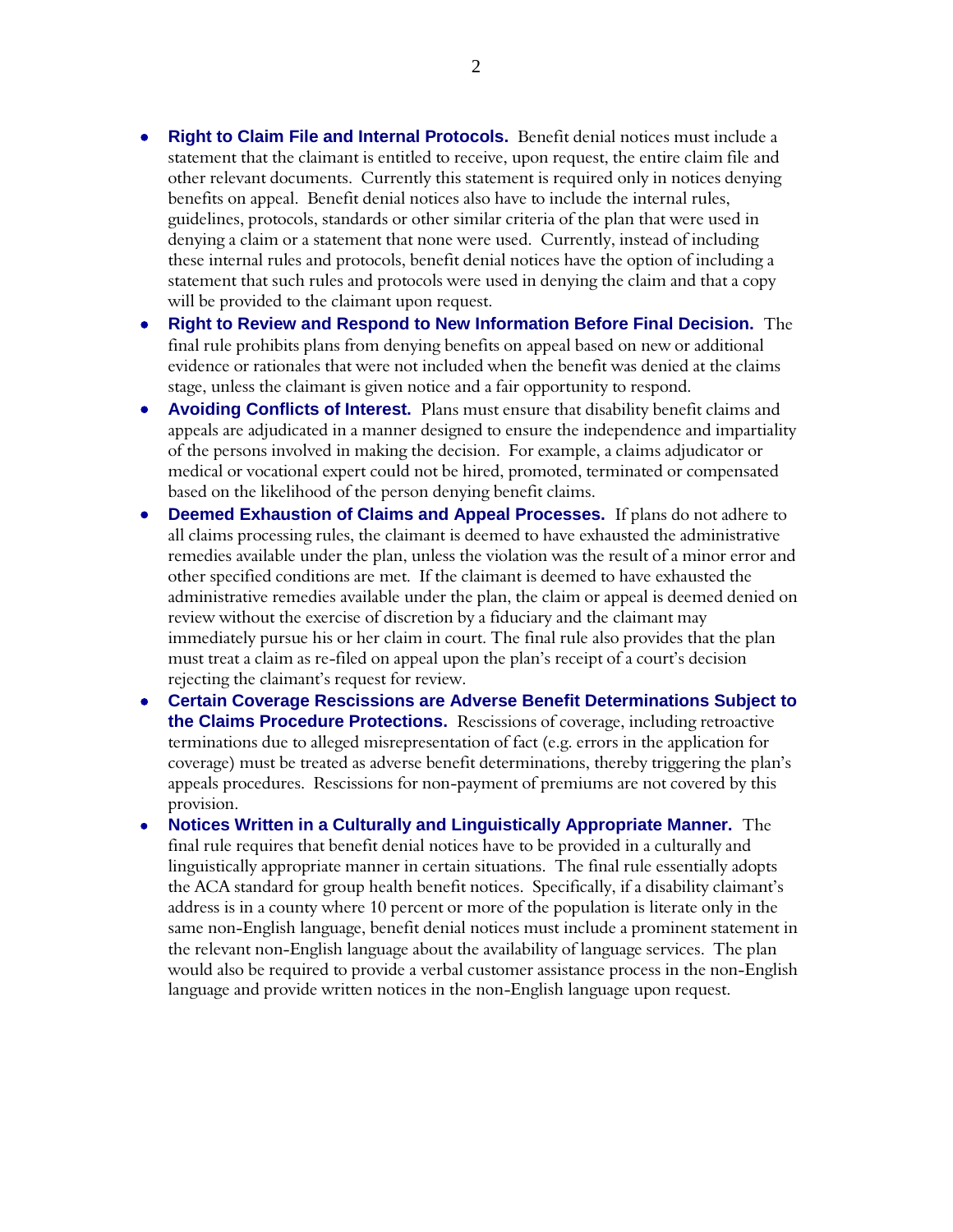- **Right to Claim File and Internal Protocols.** Benefit denial notices must include a statement that the claimant is entitled to receive, upon request, the entire claim file and other relevant documents. Currently this statement is required only in notices denying benefits on appeal. Benefit denial notices also have to include the internal rules, guidelines, protocols, standards or other similar criteria of the plan that were used in denying a claim or a statement that none were used. Currently, instead of including these internal rules and protocols, benefit denial notices have the option of including a statement that such rules and protocols were used in denying the claim and that a copy will be provided to the claimant upon request.
- **Right to Review and Respond to New Information Before Final Decision.** The final rule prohibits plans from denying benefits on appeal based on new or additional evidence or rationales that were not included when the benefit was denied at the claims stage, unless the claimant is given notice and a fair opportunity to respond.
- **Avoiding Conflicts of Interest.** Plans must ensure that disability benefit claims and appeals are adjudicated in a manner designed to ensure the independence and impartiality of the persons involved in making the decision. For example, a claims adjudicator or medical or vocational expert could not be hired, promoted, terminated or compensated based on the likelihood of the person denying benefit claims.
- **Deemed Exhaustion of Claims and Appeal Processes.** If plans do not adhere to all claims processing rules, the claimant is deemed to have exhausted the administrative remedies available under the plan, unless the violation was the result of a minor error and other specified conditions are met. If the claimant is deemed to have exhausted the administrative remedies available under the plan, the claim or appeal is deemed denied on review without the exercise of discretion by a fiduciary and the claimant may immediately pursue his or her claim in court. The final rule also provides that the plan must treat a claim as re-filed on appeal upon the plan's receipt of a court's decision rejecting the claimant's request for review.
- **Certain Coverage Rescissions are Adverse Benefit Determinations Subject to the Claims Procedure Protections.** Rescissions of coverage, including retroactive terminations due to alleged misrepresentation of fact (e.g. errors in the application for coverage) must be treated as adverse benefit determinations, thereby triggering the plan's appeals procedures. Rescissions for non-payment of premiums are not covered by this provision.
- **Notices Written in a Culturally and Linguistically Appropriate Manner.** The final rule requires that benefit denial notices have to be provided in a culturally and linguistically appropriate manner in certain situations. The final rule essentially adopts the ACA standard for group health benefit notices. Specifically, if a disability claimant's address is in a county where 10 percent or more of the population is literate only in the same non-English language, benefit denial notices must include a prominent statement in the relevant non-English language about the availability of language services. The plan would also be required to provide a verbal customer assistance process in the non-English language and provide written notices in the non-English language upon request.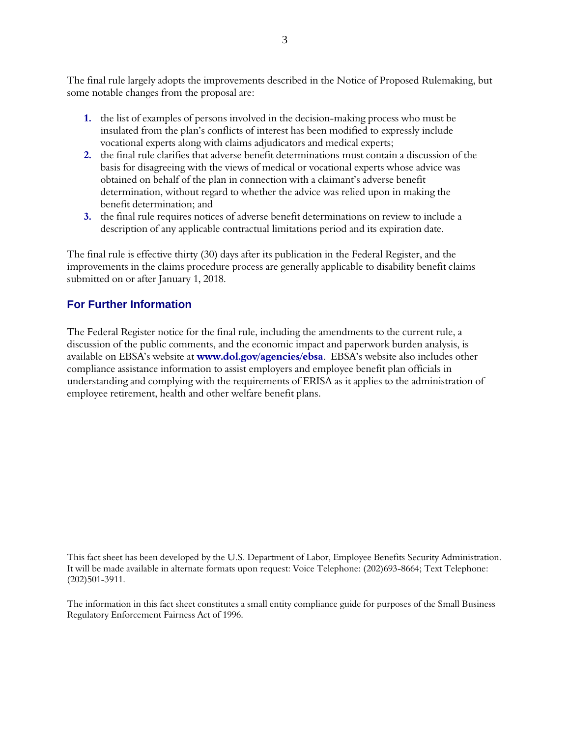The final rule largely adopts the improvements described in the Notice of Proposed Rulemaking, but some notable changes from the proposal are:

1. the list of examples of persons involved in the decision-making process who must be insulated from the plan's conflicts of interest has been modified to expressly include vocational experts along with claims adjudicators and medical experts;
2. the final rule clarifies that adverse benefit determinations must contain a discussion of the basis for disagreeing with the views of medical or vocational experts whose advice was obtained on behalf of the plan in connection with a claimant's adverse benefit determination, without regard to whether the advice was relied upon in making the benefit determination; and
3. the final rule requires notices of adverse benefit determinations on review to include a description of any applicable contractual limitations period and its expiration date.

The final rule is effective thirty (30) days after its publication in the Federal Register, and the improvements in the claims procedure process are generally applicable to disability benefit claims submitted on or after January 1, 2018.

## For Further Information

The Federal Register notice for the final rule, including the amendments to the current rule, a discussion of the public comments, and the economic impact and paperwork burden analysis, is available on EBSA's website at **www.dol.gov/agencies/ebsa**. EBSA's website also includes other compliance assistance information to assist employers and employee benefit plan officials in understanding and complying with the requirements of ERISA as it applies to the administration of employee retirement, health and other welfare benefit plans.

This fact sheet has been developed by the U.S. Department of Labor, Employee Benefits Security Administration. It will be made available in alternate formats upon request: Voice Telephone: (202)693-8664; Text Telephone: (202)501-3911.

The information in this fact sheet constitutes a small entity compliance guide for purposes of the Small Business Regulatory Enforcement Fairness Act of 1996.